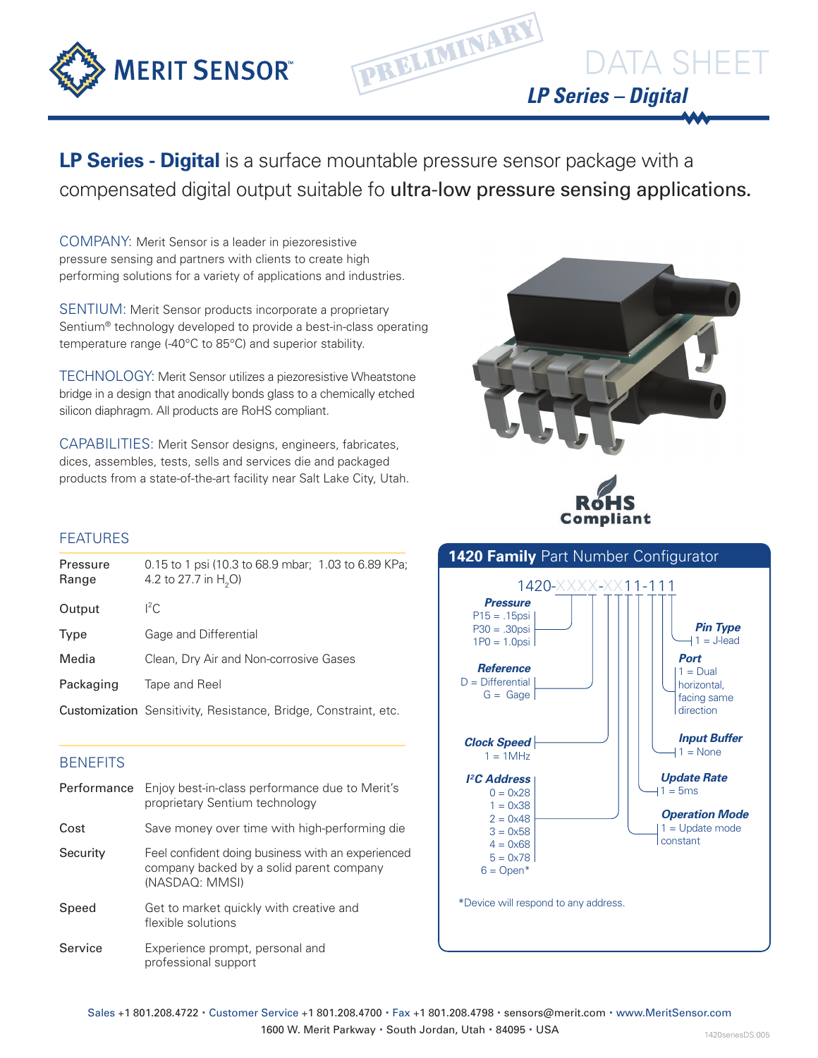MERIT SENSOR

PRELIMINARY

# DATA SHEET

## *LP Series – Digital*

**LP Series - Digital** is a surface mountable pressure sensor package with a compensated digital output suitable fo ultra-low pressure sensing applications.

COMPANY: Merit Sensor is a leader in piezoresistive pressure sensing and partners with clients to create high performing solutions for a variety of applications and industries.

SENTIUM: Merit Sensor products incorporate a proprietary Sentium® technology developed to provide a best-in-class operating temperature range (-40°C to 85°C) and superior stability.

TECHNOLOGY: Merit Sensor utilizes a piezoresistive Wheatstone bridge in a design that anodically bonds glass to a chemically etched silicon diaphragm. All products are RoHS compliant.

CAPABILITIES: Merit Sensor designs, engineers, fabricates, dices, assembles, tests, sells and services die and packaged products from a state-of-the-art facility near Salt Lake City, Utah.

RoHS Compliant

### FEATURES

| | |
|---|---|
| Pressure Range | 0.15 to 1 psi (10.3 to 68.9 mbar; 1.03 to 6.89 KPa; 4.2 to 27.7 in $H_2O$) |
| Output | $I^2C$ |
| Type | Gage and Differential |
| Media | Clean, Dry Air and Non-corrosive Gases |
| Packaging | Tape and Reel |
| Customization | Sensitivity, Resistance, Bridge, Constraint, etc. |

### BENEFITS

| | |
|---|---|
| Performance | Enjoy best-in-class performance due to Merit's proprietary Sentium technology |
| Cost | Save money over time with high-performing die |
| Security | Feel confident doing business with an experienced company backed by a solid parent company (NASDAQ: MMSI) |
| Speed | Get to market quickly with creative and flexible solutions |
| Service | Experience prompt, personal and professional support |

### 1420 Family Part Number Configurator

1420-XXXX-XX11-111

**Pressure**
- P15 = .15psi
- P30 = .30psi
- 1P0 = 1.0psi

**Reference**
- D = Differential
- G = Gage

**Clock Speed**
- 1 = 1MHz

**$I^2C$ Address**
- 0 = 0x28
- 1 = 0x38
- 2 = 0x48
- 3 = 0x58
- 4 = 0x68
- 5 = 0x78
- 6 = Open*

**Pin Type**
- 1 = J-lead

**Port**
- 1 = Dual horizontal, facing same direction

**Input Buffer**
- 1 = None

**Update Rate**
- 1 = 5ms

**Operation Mode**
- 1 = Update mode constant

*Device will respond to any address.

Sales +1 801.208.4722 • Customer Service +1 801.208.4700 • Fax +1 801.208.4798 • sensors@merit.com • www.MeritSensor.com
1600 W. Merit Parkway • South Jordan, Utah • 84095 • USA

1420seriesDS.005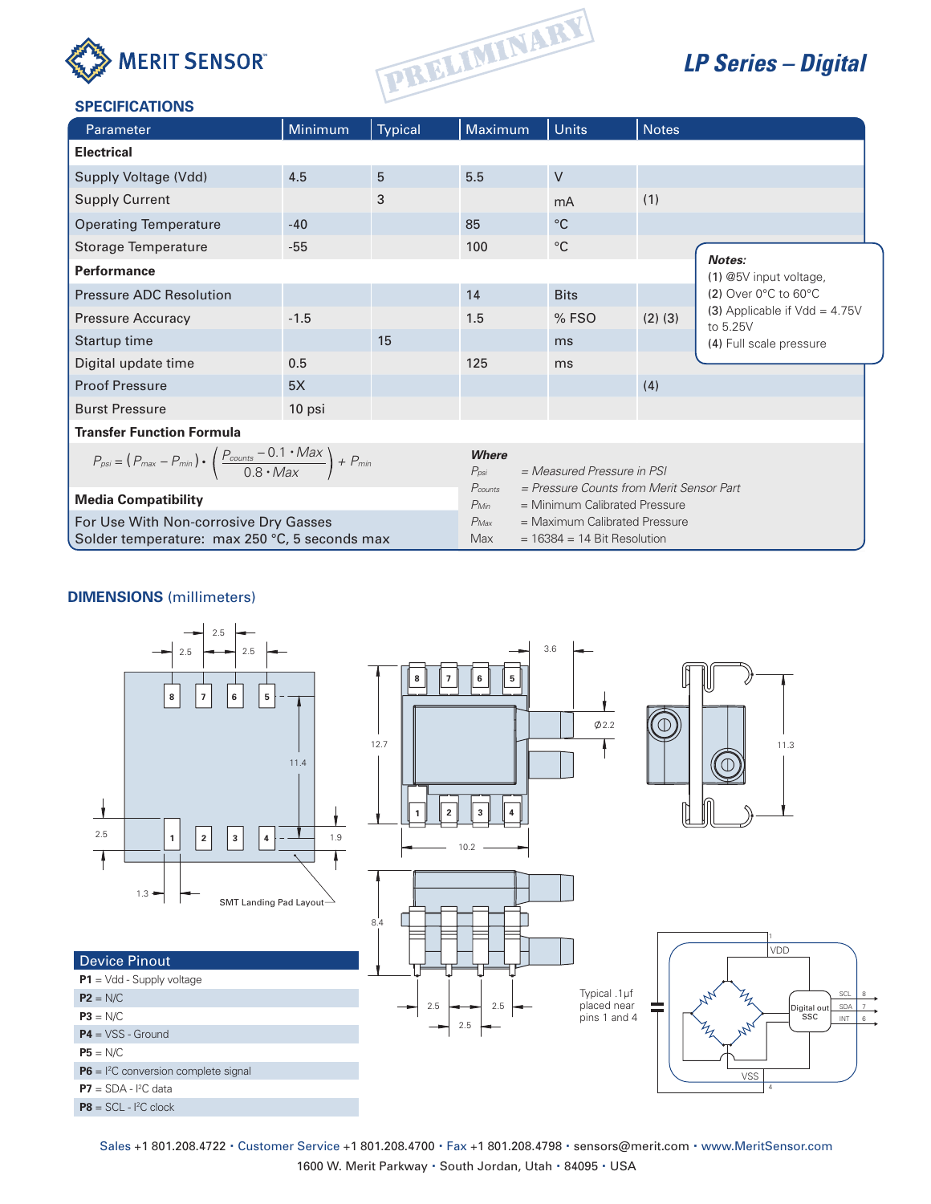MERIT SENSOR™

PRELIMINARY

## LP Series – Digital

### SPECIFICATIONS

| Parameter | Minimum | Typical | Maximum | Units | Notes |
|---|---|---|---|---|---|
| **Electrical** | | | | | |
| Supply Voltage (Vdd) | 4.5 | 5 | 5.5 | V | |
| Supply Current | | 3 | | mA | (1) |
| Operating Temperature | -40 | | 85 | °C | |
| Storage Temperature | -55 | | 100 | °C | |
| **Performance** | | | | | |
| Pressure ADC Resolution | | | 14 | Bits | |
| Pressure Accuracy | -1.5 | | 1.5 | % FSO | (2) (3) |
| Startup time | | 15 | | ms | |
| Digital update time | 0.5 | | 125 | ms | |
| Proof Pressure | 5X | | | | (4) |
| Burst Pressure | 10 psi | | | | |

*Notes:*
**(1)** @5V input voltage,
**(2)** Over 0°C to 60°C
**(3)** Applicable if Vdd = 4.75V to 5.25V
**(4)** Full scale pressure

**Transfer Function Formula**

$$P_{psi} = (P_{max} - P_{min}) \cdot \left( \frac{P_{counts} - 0.1 \cdot Max}{0.8 \cdot Max} \right) + P_{min}$$

***Where***

- $P_{psi}$ = *Measured Pressure in PSI*
- $P_{counts}$ = *Pressure Counts from Merit Sensor Part*
- $P_{Min}$ = Minimum Calibrated Pressure
- $P_{Max}$ = Maximum Calibrated Pressure
- Max = 16384 = 14 Bit Resolution

**Media Compatibility**

For Use With Non-corrosive Dry Gasses
Solder temperature: max 250 °C, 5 seconds max

### DIMENSIONS (millimeters)

SMT Landing Pad Layout

Typical .1µf placed near pins 1 and 4

| Device Pinout |
|---|
| **P1** = Vdd - Supply voltage |
| **P2** = N/C |
| **P3** = N/C |
| **P4** = VSS - Ground |
| **P5** = N/C |
| **P6** = I²C conversion complete signal |
| **P7** = SDA - I²C data |
| **P8** = SCL - I²C clock |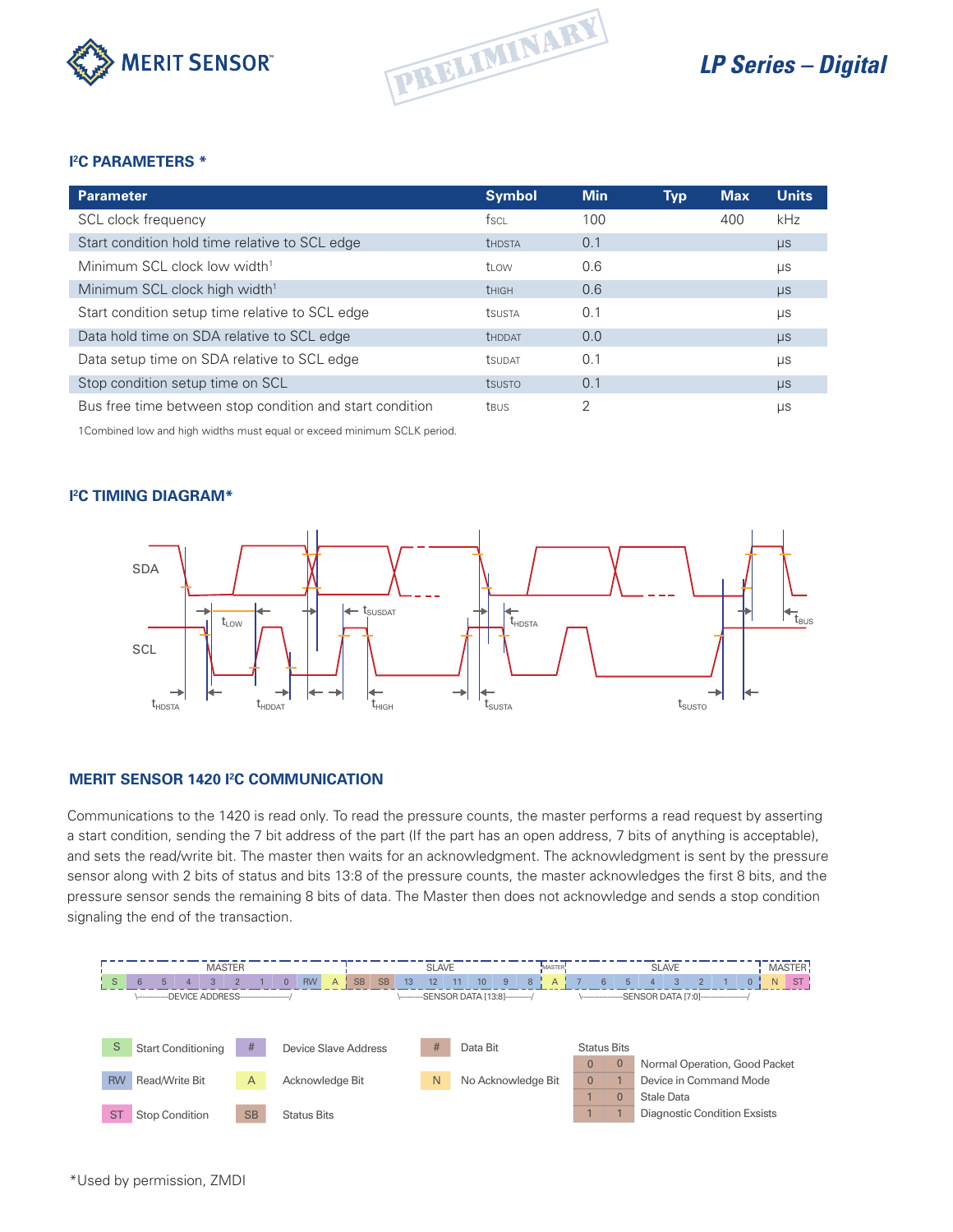## I²C PARAMETERS *

| Parameter | Symbol | Min | Typ | Max | Units |
|---|---|---|---|---|---|
| SCL clock frequency | $f_{SCL}$ | 100 | | 400 | kHz |
| Start condition hold time relative to SCL edge | $t_{HDSTA}$ | 0.1 | | | µs |
| Minimum SCL clock low width[1] | $t_{LOW}$ | 0.6 | | | µs |
| Minimum SCL clock high width[1] | $t_{HIGH}$ | 0.6 | | | µs |
| Start condition setup time relative to SCL edge | $t_{SUSTA}$ | 0.1 | | | µs |
| Data hold time on SDA relative to SCL edge | $t_{HDDAT}$ | 0.0 | | | µs |
| Data setup time on SDA relative to SCL edge | $t_{SUDAT}$ | 0.1 | | | µs |
| Stop condition setup time on SCL | $t_{SUSTO}$ | 0.1 | | | µs |
| Bus free time between stop condition and start condition | $t_{BUS}$ | 2 | | | µs |

1Combined low and high widths must equal or exceed minimum SCLK period.

## I²C TIMING DIAGRAM*

## MERIT SENSOR 1420 I²C COMMUNICATION

Communications to the 1420 is read only. To read the pressure counts, the master performs a read request by asserting a start condition, sending the 7 bit address of the part (If the part has an open address, 7 bits of anything is acceptable), and sets the read/write bit. The master then waits for an acknowledgment. The acknowledgment is sent by the pressure sensor along with 2 bits of status and bits 13:8 of the pressure counts, the master acknowledges the first 8 bits, and the pressure sensor sends the remaining 8 bits of data. The Master then does not acknowledge and sends a stop condition signaling the end of the transaction.

| MASTER | | | | | | | | | | SLAVE | | | | | | | | MASTER | SLAVE | | | | | | | | MASTER | |
|---|---|---|---|---|---|---|---|---|---|---|---|---|---|---|---|---|---|---|---|---|---|---|---|---|---|---|---|---|
| S | 6 | 5 | 4 | 3 | 2 | 1 | 0 | RW | A | SB | SB | 13 | 12 | 11 | 10 | 9 | 8 | A | 7 | 6 | 5 | 4 | 3 | 2 | 1 | 0 | N | ST |
| | DEVICE ADDRESS | | | | | | | | | | | SENSOR DATA [13:8] | | | | | | | SENSOR DATA [7:0] | | | | | | | | | |

| Symbol | Meaning |
|---|---|
| S | Start Conditioning |
| RW | Read/Write Bit |
| ST | Stop Condition |
| # | Device Slave Address |
| A | Acknowledge Bit |
| SB | Status Bits |
| # | Data Bit |
| N | No Acknowledge Bit |

Status Bits

| | | |
|---|---|---|
| 0 | 0 | Normal Operation, Good Packet |
| 0 | 1 | Device in Command Mode |
| 1 | 0 | Stale Data |
| 1 | 1 | Diagnostic Condition Exsists |

*Used by permission, ZMDI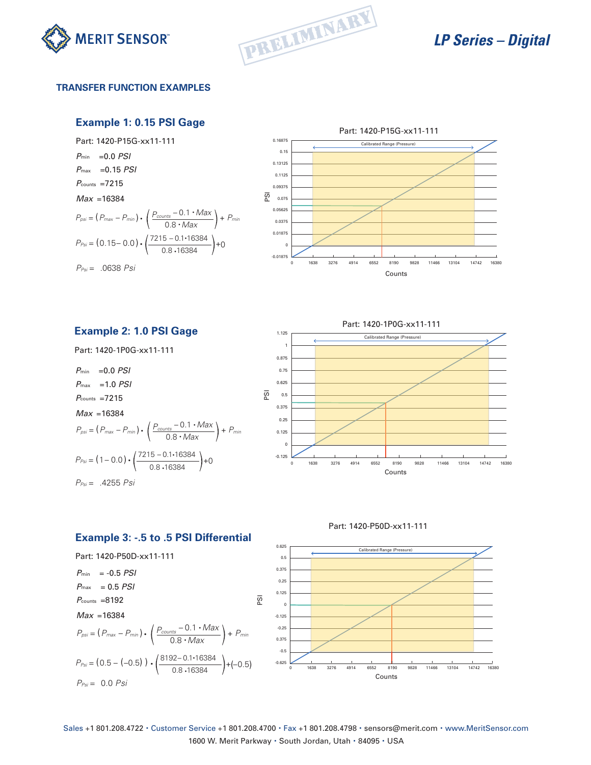## TRANSFER FUNCTION EXAMPLES

### Example 1: 0.15 PSI Gage

Part: 1420-P15G-xx11-111

$P_{min}$ =0.0 *PSI*

$P_{max}$ =0.15 *PSI*

$P_{counts}$ =7215

*Max* =16384

$$P_{psi} = (P_{max} - P_{min}) \cdot \left( \frac{P_{counts} - 0.1 \cdot Max}{0.8 \cdot Max} \right) + P_{min}$$

$$P_{Psi} = (0.15 - 0.0) \cdot \left( \frac{7215 - 0.1 \cdot 16384}{0.8 \cdot 16384} \right) + 0$$

$P_{Psi} =$ .0638 *Psi*

Part: 1420-P15G-xx11-111

Calibrated Range (Pressure)

PSI

0.16875
0.15
0.13125
0.1125
0.09375
0.075
0.05625
0.0375
0.01875
0
-0.01875

0 1638 3276 4914 6552 8190 9828 11466 13104 14742 16380

Counts

### Example 2: 1.0 PSI Gage

Part: 1420-1P0G-xx11-111

$P_{min}$ =0.0 *PSI*

$P_{max}$ =1.0 *PSI*

$P_{counts}$ =7215

*Max* =16384

$$P_{psi} = (P_{max} - P_{min}) \cdot \left( \frac{P_{counts} - 0.1 \cdot Max}{0.8 \cdot Max} \right) + P_{min}$$

$$P_{Psi} = (1 - 0.0) \cdot \left( \frac{7215 - 0.1 \cdot 16384}{0.8 \cdot 16384} \right) + 0$$

$P_{Psi} =$ .4255 *Psi*

Part: 1420-1P0G-xx11-111

Calibrated Range (Pressure)

PSI

1.125
1
0.875
0.75
0.625
0.5
0.375
0.25
0.125
0
-0.125

0 1638 3276 4914 6552 8190 9828 11466 13104 14742 16380

Counts

### Example 3: -.5 to .5 PSI Differential

Part: 1420-P50D-xx11-111

$P_{min}$ = -0.5 *PSI*

$P_{max}$ = 0.5 *PSI*

$P_{counts}$ =8192

*Max* =16384

$$P_{psi} = (P_{max} - P_{min}) \cdot \left( \frac{P_{counts} - 0.1 \cdot Max}{0.8 \cdot Max} \right) + P_{min}$$

$$P_{Psi} = (0.5 - (-0.5)) \cdot \left( \frac{8192 - 0.1 \cdot 16384}{0.8 \cdot 16384} \right) + (-0.5)$$

$P_{Psi} =$ 0.0 *Psi*

Part: 1420-P50D-xx11-111

Calibrated Range (Pressure)

PSI

0.625
0.5
0.375
0.25
0.125
0
-0.125
-0.25
0.375
-0.5
-0.625

0 1638 3276 4914 6552 8190 9828 11466 13104 14742 16380

Counts

Sales +1 801.208.4722 • Customer Service +1 801.208.4700 • Fax +1 801.208.4798 • sensors@merit.com • www.MeritSensor.com
1600 W. Merit Parkway • South Jordan, Utah • 84095 • USA